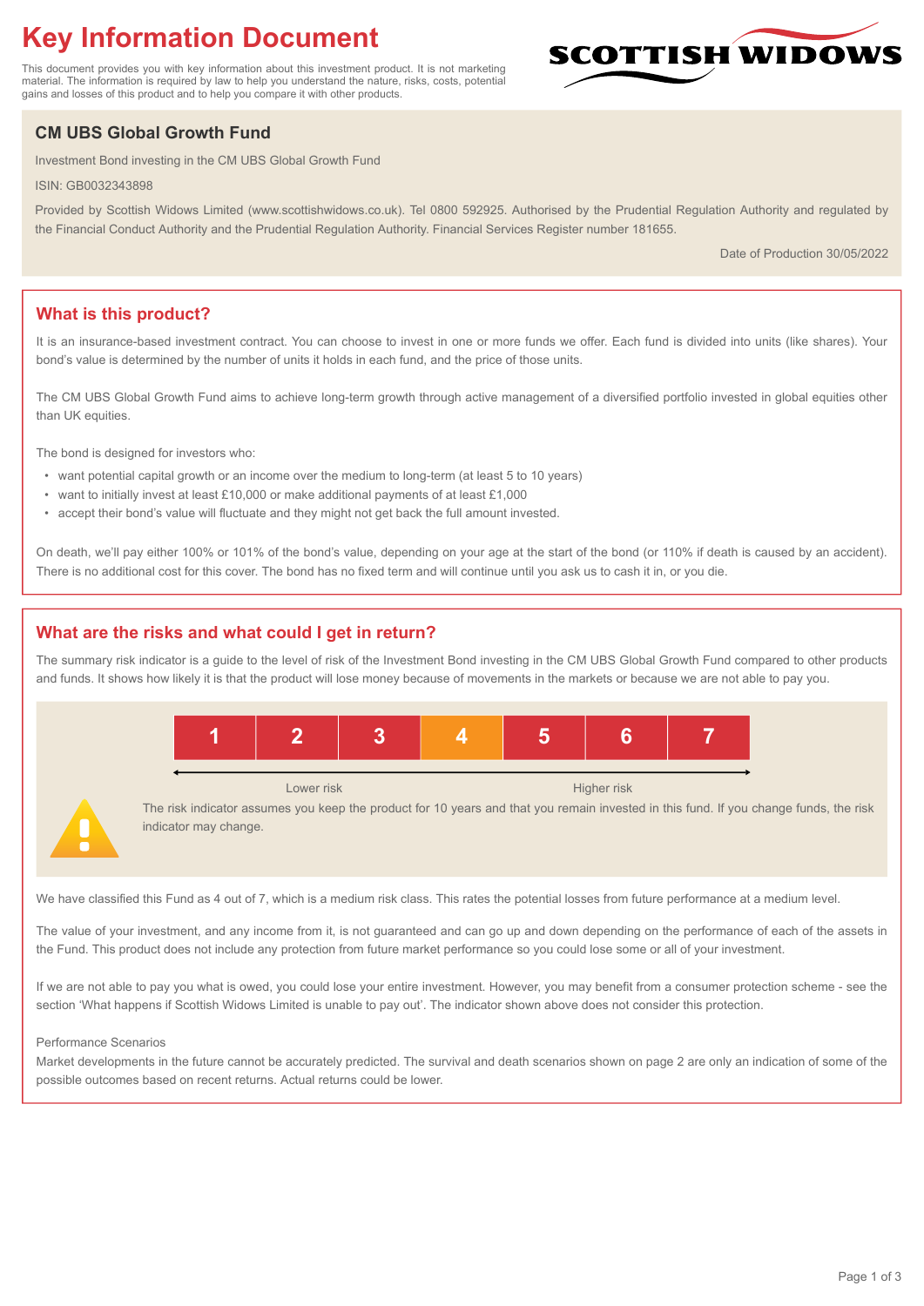# Key Information Document

This document provides you with key information about this investment product. It is not marketing material. The information is required by law to help you understand the nature, risks, costs, potential gains and losses of this product and to help you compare it with other products.

SCOTTISH WIDOWS

## CM UBS Global Growth Fund

Investment Bond investing in the CM UBS Global Growth Fund

ISIN: GB0032343898

Provided by Scottish Widows Limited (www.scottishwidows.co.uk). Tel 0800 592925. Authorised by the Prudential Regulation Authority and regulated by the Financial Conduct Authority and the Prudential Regulation Authority. Financial Services Register number 181655.

Date of Production 30/05/2022

## What is this product?

It is an insurance-based investment contract. You can choose to invest in one or more funds we offer. Each fund is divided into units (like shares). Your bond's value is determined by the number of units it holds in each fund, and the price of those units.

The CM UBS Global Growth Fund aims to achieve long-term growth through active management of a diversified portfolio invested in global equities other than UK equities.

The bond is designed for investors who:

- want potential capital growth or an income over the medium to long-term (at least 5 to 10 years)
- want to initially invest at least £10,000 or make additional payments of at least £1,000
- accept their bond's value will fluctuate and they might not get back the full amount invested.

On death, we'll pay either 100% or 101% of the bond's value, depending on your age at the start of the bond (or 110% if death is caused by an accident). There is no additional cost for this cover. The bond has no fixed term and will continue until you ask us to cash it in, or you die.

## What are the risks and what could I get in return?

The summary risk indicator is a guide to the level of risk of the Investment Bond investing in the CM UBS Global Growth Fund compared to other products and funds. It shows how likely it is that the product will lose money because of movements in the markets or because we are not able to pay you.

| 1 | 2 | 3 | **4** | 5 | 6 | 7 |
|---|---|---|---|---|---|---|

Lower risk ← → Higher risk

The risk indicator assumes you keep the product for 10 years and that you remain invested in this fund. If you change funds, the risk indicator may change.

We have classified this Fund as 4 out of 7, which is a medium risk class. This rates the potential losses from future performance at a medium level.

The value of your investment, and any income from it, is not guaranteed and can go up and down depending on the performance of each of the assets in the Fund. This product does not include any protection from future market performance so you could lose some or all of your investment.

If we are not able to pay you what is owed, you could lose your entire investment. However, you may benefit from a consumer protection scheme - see the section 'What happens if Scottish Widows Limited is unable to pay out'. The indicator shown above does not consider this protection.

Performance Scenarios

Market developments in the future cannot be accurately predicted. The survival and death scenarios shown on page 2 are only an indication of some of the possible outcomes based on recent returns. Actual returns could be lower.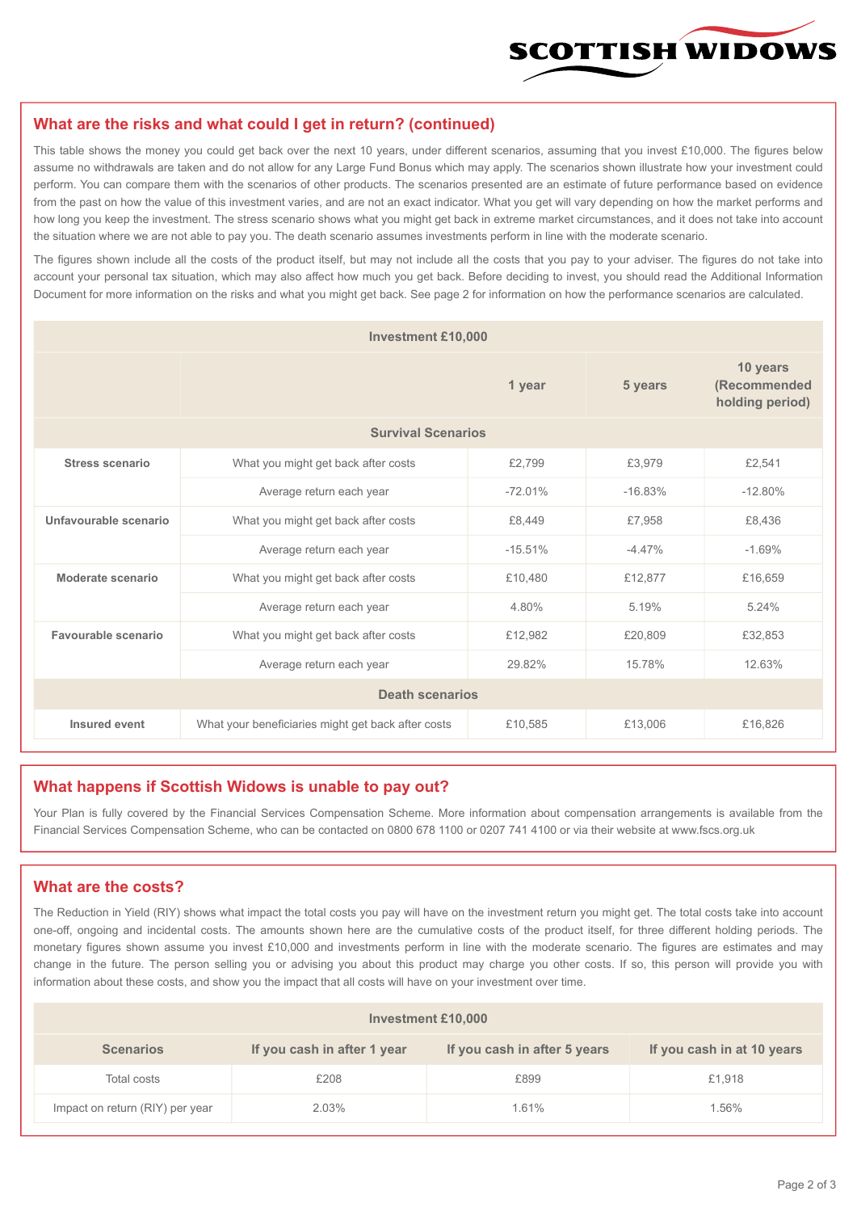## What are the risks and what could I get in return? (continued)

This table shows the money you could get back over the next 10 years, under different scenarios, assuming that you invest £10,000. The figures below assume no withdrawals are taken and do not allow for any Large Fund Bonus which may apply. The scenarios shown illustrate how your investment could perform. You can compare them with the scenarios of other products. The scenarios presented are an estimate of future performance based on evidence from the past on how the value of this investment varies, and are not an exact indicator. What you get will vary depending on how the market performs and how long you keep the investment. The stress scenario shows what you might get back in extreme market circumstances, and it does not take into account the situation where we are not able to pay you. The death scenario assumes investments perform in line with the moderate scenario.

The figures shown include all the costs of the product itself, but may not include all the costs that you pay to your adviser. The figures do not take into account your personal tax situation, which may also affect how much you get back. Before deciding to invest, you should read the Additional Information Document for more information on the risks and what you might get back. See page 2 for information on how the performance scenarios are calculated.

| Investment £10,000 | | | | |
|---|---|---|---|---|
| | | 1 year | 5 years | 10 years (Recommended holding period) |
| **Survival Scenarios** | | | | |
| **Stress scenario** | What you might get back after costs | £2,799 | £3,979 | £2,541 |
| | Average return each year | -72.01% | -16.83% | -12.80% |
| **Unfavourable scenario** | What you might get back after costs | £8,449 | £7,958 | £8,436 |
| | Average return each year | -15.51% | -4.47% | -1.69% |
| **Moderate scenario** | What you might get back after costs | £10,480 | £12,877 | £16,659 |
| | Average return each year | 4.80% | 5.19% | 5.24% |
| **Favourable scenario** | What you might get back after costs | £12,982 | £20,809 | £32,853 |
| | Average return each year | 29.82% | 15.78% | 12.63% |
| **Death scenarios** | | | | |
| **Insured event** | What your beneficiaries might get back after costs | £10,585 | £13,006 | £16,826 |

## What happens if Scottish Widows is unable to pay out?

Your Plan is fully covered by the Financial Services Compensation Scheme. More information about compensation arrangements is available from the Financial Services Compensation Scheme, who can be contacted on 0800 678 1100 or 0207 741 4100 or via their website at www.fscs.org.uk

## What are the costs?

The Reduction in Yield (RIY) shows what impact the total costs you pay will have on the investment return you might get. The total costs take into account one-off, ongoing and incidental costs. The amounts shown here are the cumulative costs of the product itself, for three different holding periods. The monetary figures shown assume you invest £10,000 and investments perform in line with the moderate scenario. The figures are estimates and may change in the future. The person selling you or advising you about this product may charge you other costs. If so, this person will provide you with information about these costs, and show you the impact that all costs will have on your investment over time.

| Investment £10,000 | | | |
|---|---|---|---|
| **Scenarios** | **If you cash in after 1 year** | **If you cash in after 5 years** | **If you cash in at 10 years** |
| Total costs | £208 | £899 | £1,918 |
| Impact on return (RIY) per year | 2.03% | 1.61% | 1.56% |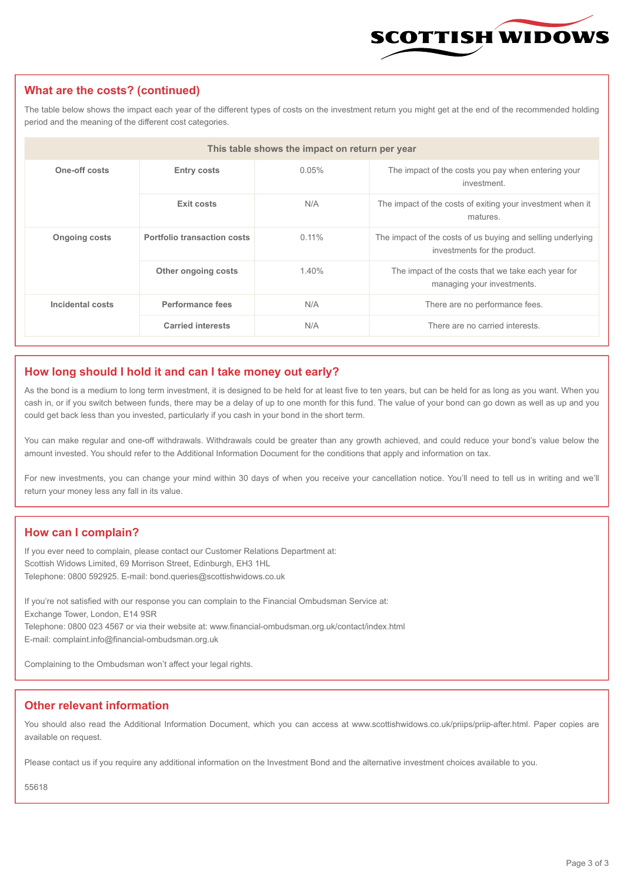## What are the costs? (continued)

The table below shows the impact each year of the different types of costs on the investment return you might get at the end of the recommended holding period and the meaning of the different cost categories.

| This table shows the impact on return per year | | | |
|---|---|---|---|
| **One-off costs** | **Entry costs** | 0.05% | The impact of the costs you pay when entering your investment. |
| | **Exit costs** | N/A | The impact of the costs of exiting your investment when it matures. |
| **Ongoing costs** | **Portfolio transaction costs** | 0.11% | The impact of the costs of us buying and selling underlying investments for the product. |
| | **Other ongoing costs** | 1.40% | The impact of the costs that we take each year for managing your investments. |
| **Incidental costs** | **Performance fees** | N/A | There are no performance fees. |
| | **Carried interests** | N/A | There are no carried interests. |

## How long should I hold it and can I take money out early?

As the bond is a medium to long term investment, it is designed to be held for at least five to ten years, but can be held for as long as you want. When you cash in, or if you switch between funds, there may be a delay of up to one month for this fund. The value of your bond can go down as well as up and you could get back less than you invested, particularly if you cash in your bond in the short term.

You can make regular and one-off withdrawals. Withdrawals could be greater than any growth achieved, and could reduce your bond's value below the amount invested. You should refer to the Additional Information Document for the conditions that apply and information on tax.

For new investments, you can change your mind within 30 days of when you receive your cancellation notice. You'll need to tell us in writing and we'll return your money less any fall in its value.

## How can I complain?

If you ever need to complain, please contact our Customer Relations Department at:
Scottish Widows Limited, 69 Morrison Street, Edinburgh, EH3 1HL
Telephone: 0800 592925. E-mail: bond.queries@scottishwidows.co.uk

If you're not satisfied with our response you can complain to the Financial Ombudsman Service at:
Exchange Tower, London, E14 9SR
Telephone: 0800 023 4567 or via their website at: www.financial-ombudsman.org.uk/contact/index.html
E-mail: complaint.info@financial-ombudsman.org.uk

Complaining to the Ombudsman won't affect your legal rights.

## Other relevant information

You should also read the Additional Information Document, which you can access at www.scottishwidows.co.uk/priips/priip-after.html. Paper copies are available on request.

Please contact us if you require any additional information on the Investment Bond and the alternative investment choices available to you.

55618